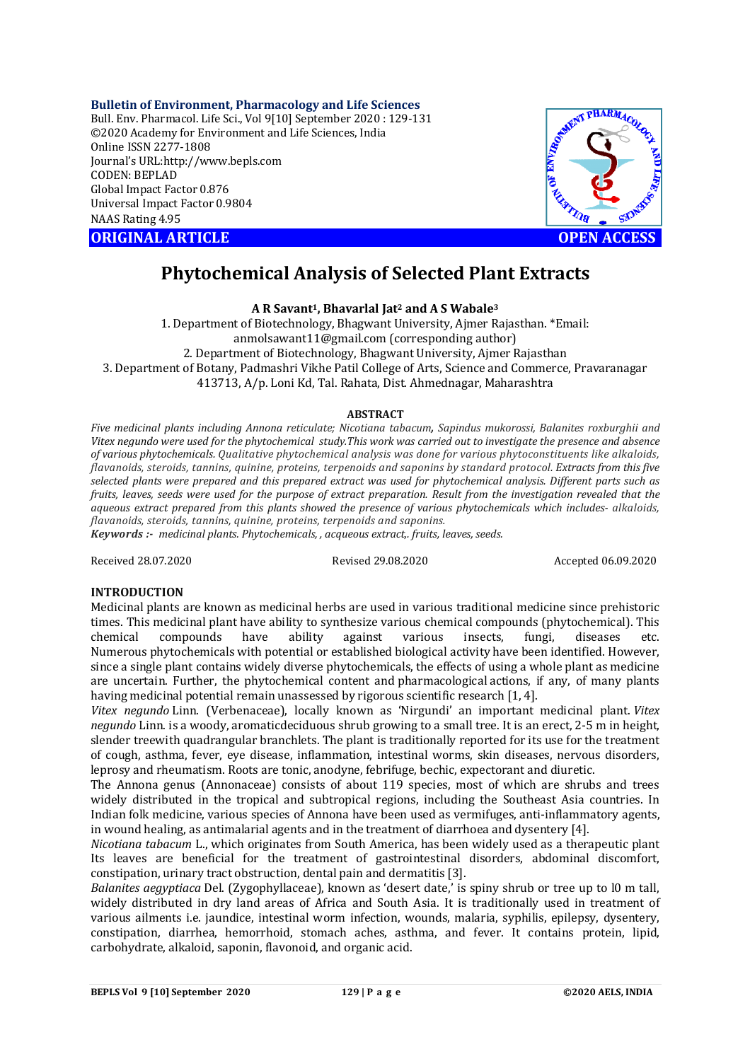**Bulletin of Environment, Pharmacology and Life Sciences**
Bull. Env. Pharmacol. Life Sci., Vol 9[10] September 2020 : 129-131
©2020 Academy for Environment and Life Sciences, India
Online ISSN 2277-1808
Journal's URL:http://www.bepls.com
CODEN: BEPLAD
Global Impact Factor 0.876
Universal Impact Factor 0.9804
NAAS Rating 4.95

**ORIGINAL ARTICLE** **OPEN ACCESS**

# Phytochemical Analysis of Selected Plant Extracts

**A R Savant[1], Bhavarlal Jat[2] and A S Wabale[3]**

1. Department of Biotechnology, Bhagwant University, Ajmer Rajasthan. *Email: anmolsawant11@gmail.com (corresponding author)
2. Department of Biotechnology, Bhagwant University, Ajmer Rajasthan
3. Department of Botany, Padmashri Vikhe Patil College of Arts, Science and Commerce, Pravaranagar 413713, A/p. Loni Kd, Tal. Rahata, Dist. Ahmednagar, Maharashtra

## ABSTRACT

*Five medicinal plants including Annona reticulate; Nicotiana tabacum, Sapindus mukorossi, Balanites roxburghii and Vitex negundo were used for the phytochemical study.This work was carried out to investigate the presence and absence of various phytochemicals. Qualitative phytochemical analysis was done for various phytoconstituents like alkaloids, flavanoids, steroids, tannins, quinine, proteins, terpenoids and saponins by standard protocol. Extracts from this five selected plants were prepared and this prepared extract was used for phytochemical analysis. Different parts such as fruits, leaves, seeds were used for the purpose of extract preparation. Result from the investigation revealed that the aqueous extract prepared from this plants showed the presence of various phytochemicals which includes- alkaloids, flavanoids, steroids, tannins, quinine, proteins, terpenoids and saponins.*

***Keywords :-*** *medicinal plants. Phytochemicals, , acqueous extract,. fruits, leaves, seeds.*

Received 28.07.2020 Revised 29.08.2020 Accepted 06.09.2020

## INTRODUCTION

Medicinal plants are known as medicinal herbs are used in various traditional medicine since prehistoric times. This medicinal plant have ability to synthesize various chemical compounds (phytochemical). This chemical compounds have ability against various insects, fungi, diseases etc. Numerous phytochemicals with potential or established biological activity have been identified. However, since a single plant contains widely diverse phytochemicals, the effects of using a whole plant as medicine are uncertain. Further, the phytochemical content and pharmacological actions, if any, of many plants having medicinal potential remain unassessed by rigorous scientific research [1, 4].

*Vitex negundo* Linn. (Verbenaceae), locally known as 'Nirgundi' an important medicinal plant. *Vitex negundo* Linn. is a woody, aromaticdeciduous shrub growing to a small tree. It is an erect, 2-5 m in height, slender treewith quadrangular branchlets. The plant is traditionally reported for its use for the treatment of cough, asthma, fever, eye disease, inflammation, intestinal worms, skin diseases, nervous disorders, leprosy and rheumatism. Roots are tonic, anodyne, febrifuge, bechic, expectorant and diuretic.

The Annona genus (Annonaceae) consists of about 119 species, most of which are shrubs and trees widely distributed in the tropical and subtropical regions, including the Southeast Asia countries. In Indian folk medicine, various species of Annona have been used as vermifuges, anti-inflammatory agents, in wound healing, as antimalarial agents and in the treatment of diarrhoea and dysentery [4].

*Nicotiana tabacum* L., which originates from South America, has been widely used as a therapeutic plant Its leaves are beneficial for the treatment of gastrointestinal disorders, abdominal discomfort, constipation, urinary tract obstruction, dental pain and dermatitis [3].

*Balanites aegyptiaca* Del. (Zygophyllaceae), known as 'desert date,' is spiny shrub or tree up to l0 m tall, widely distributed in dry land areas of Africa and South Asia. It is traditionally used in treatment of various ailments i.e. jaundice, intestinal worm infection, wounds, malaria, syphilis, epilepsy, dysentery, constipation, diarrhea, hemorrhoid, stomach aches, asthma, and fever. It contains protein, lipid, carbohydrate, alkaloid, saponin, flavonoid, and organic acid.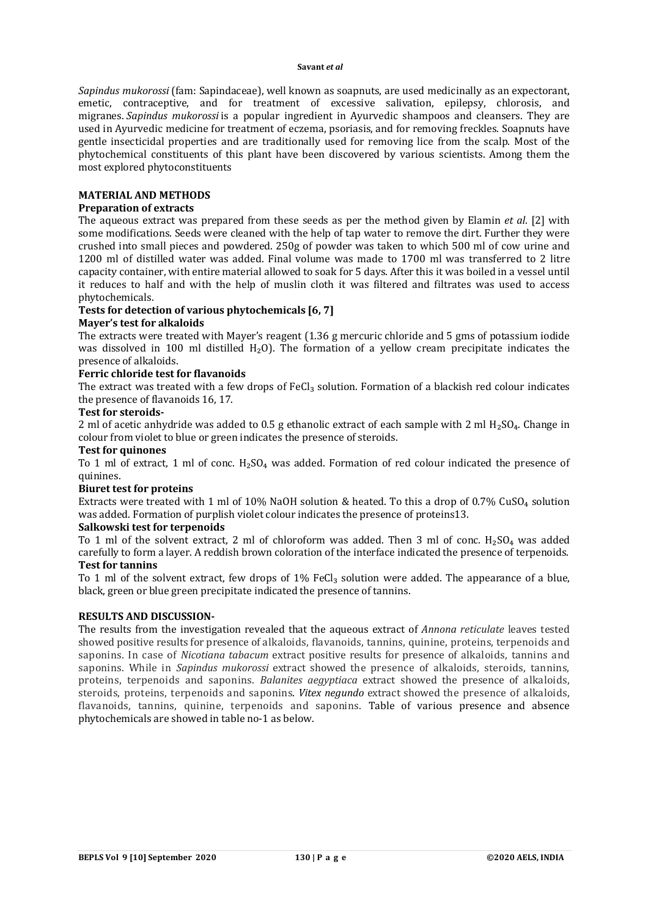*Sapindus mukorossi* (fam: Sapindaceae), well known as soapnuts, are used medicinally as an expectorant, emetic, contraceptive, and for treatment of excessive salivation, epilepsy, chlorosis, and migranes. *Sapindus mukorossi* is a popular ingredient in Ayurvedic shampoos and cleansers. They are used in Ayurvedic medicine for treatment of eczema, psoriasis, and for removing freckles. Soapnuts have gentle insecticidal properties and are traditionally used for removing lice from the scalp. Most of the phytochemical constituents of this plant have been discovered by various scientists. Among them the most explored phytoconstituents

## MATERIAL AND METHODS

### Preparation of extracts

The aqueous extract was prepared from these seeds as per the method given by Elamin *et al*. [2] with some modifications. Seeds were cleaned with the help of tap water to remove the dirt. Further they were crushed into small pieces and powdered. 250g of powder was taken to which 500 ml of cow urine and 1200 ml of distilled water was added. Final volume was made to 1700 ml was transferred to 2 litre capacity container, with entire material allowed to soak for 5 days. After this it was boiled in a vessel until it reduces to half and with the help of muslin cloth it was filtered and filtrates was used to access phytochemicals.

### Tests for detection of various phytochemicals [6, 7]

**Mayer's test for alkaloids**

The extracts were treated with Mayer's reagent (1.36 g mercuric chloride and 5 gms of potassium iodide was dissolved in 100 ml distilled $H_2O$). The formation of a yellow cream precipitate indicates the presence of alkaloids.

**Ferric chloride test for flavanoids**

The extract was treated with a few drops of $FeCl_3$ solution. Formation of a blackish red colour indicates the presence of flavanoids 16, 17.

**Test for steroids-**

2 ml of acetic anhydride was added to 0.5 g ethanolic extract of each sample with 2 ml $H_2SO_4$. Change in colour from violet to blue or green indicates the presence of steroids.

**Test for quinones**

To 1 ml of extract, 1 ml of conc. $H_2SO_4$ was added. Formation of red colour indicated the presence of quinines.

**Biuret test for proteins**

Extracts were treated with 1 ml of 10% NaOH solution & heated. To this a drop of 0.7% $CuSO_4$ solution was added. Formation of purplish violet colour indicates the presence of proteins13.

**Salkowski test for terpenoids**

To 1 ml of the solvent extract, 2 ml of chloroform was added. Then 3 ml of conc. $H_2SO_4$ was added carefully to form a layer. A reddish brown coloration of the interface indicated the presence of terpenoids.

**Test for tannins**

To 1 ml of the solvent extract, few drops of 1% $FeCl_3$ solution were added. The appearance of a blue, black, green or blue green precipitate indicated the presence of tannins.

## RESULTS AND DISCUSSION-

The results from the investigation revealed that the aqueous extract of *Annona reticulate* leaves tested showed positive results for presence of alkaloids, flavanoids, tannins, quinine, proteins, terpenoids and saponins. In case of *Nicotiana tabacum* extract positive results for presence of alkaloids, tannins and saponins. While in *Sapindus mukorossi* extract showed the presence of alkaloids, steroids, tannins, proteins, terpenoids and saponins. *Balanites aegyptiaca* extract showed the presence of alkaloids, steroids, proteins, terpenoids and saponins. *Vitex negundo* extract showed the presence of alkaloids, flavanoids, tannins, quinine, terpenoids and saponins. Table of various presence and absence phytochemicals are showed in table no-1 as below.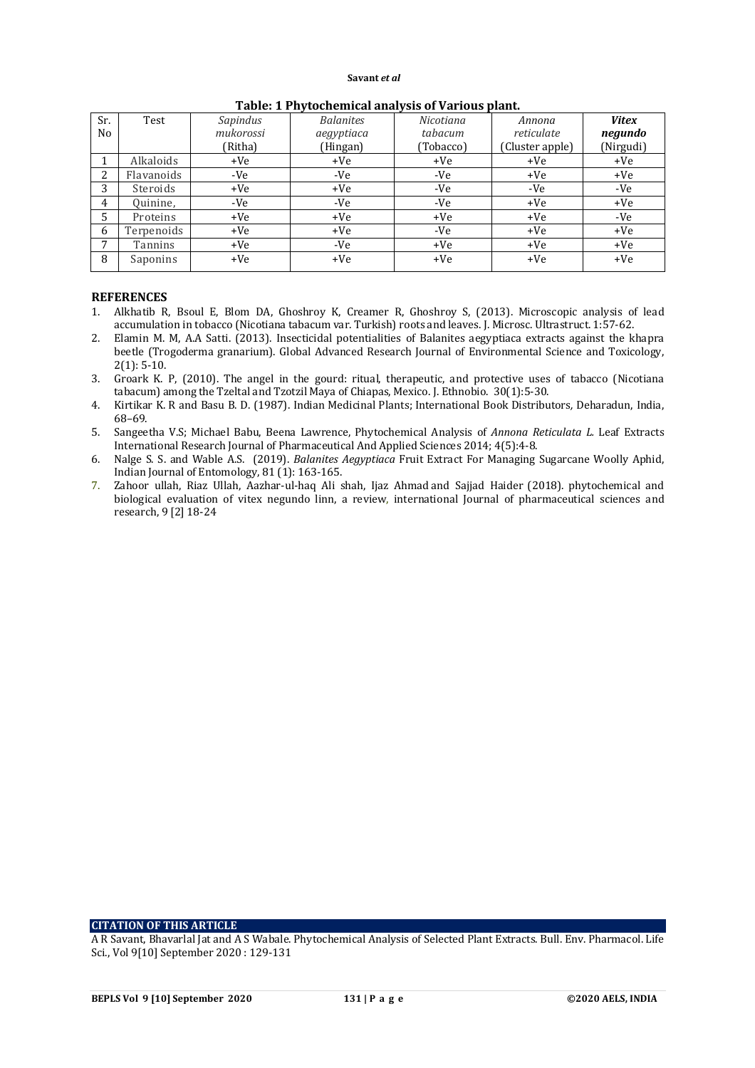**Table: 1 Phytochemical analysis of Various plant.**

| Sr. No | Test | *Sapindus mukorossi* (Ritha) | *Balanites aegyptiaca* (Hingan) | *Nicotiana tabacum* (Tobacco) | *Annona reticulate* (Cluster apple) | ***Vitex negundo*** (Nirgudi) |
|---|---|---|---|---|---|---|
| 1 | Alkaloids | +Ve | +Ve | +Ve | +Ve | +Ve |
| 2 | Flavanoids | -Ve | -Ve | -Ve | +Ve | +Ve |
| 3 | Steroids | +Ve | +Ve | -Ve | -Ve | -Ve |
| 4 | Quinine, | -Ve | -Ve | -Ve | +Ve | +Ve |
| 5 | Proteins | +Ve | +Ve | +Ve | +Ve | -Ve |
| 6 | Terpenoids | +Ve | +Ve | -Ve | +Ve | +Ve |
| 7 | Tannins | +Ve | -Ve | +Ve | +Ve | +Ve |
| 8 | Saponins | +Ve | +Ve | +Ve | +Ve | +Ve |

## REFERENCES

1. Alkhatib R, Bsoul E, Blom DA, Ghoshroy K, Creamer R, Ghoshroy S, (2013). Microscopic analysis of lead accumulation in tobacco (Nicotiana tabacum var. Turkish) roots and leaves. J. Microsc. Ultrastruct. 1:57-62.
2. Elamin M. M, A.A Satti. (2013). Insecticidal potentialities of Balanites aegyptiaca extracts against the khapra beetle (Trogoderma granarium). Global Advanced Research Journal of Environmental Science and Toxicology, 2(1): 5-10.
3. Groark K. P, (2010). The angel in the gourd: ritual, therapeutic, and protective uses of tabacco (Nicotiana tabacum) among the Tzeltal and Tzotzil Maya of Chiapas, Mexico. J. Ethnobio. 30(1):5-30.
4. Kirtikar K. R and Basu B. D. (1987). Indian Medicinal Plants; International Book Distributors, Deharadun, India, 68–69.
5. Sangeetha V.S; Michael Babu, Beena Lawrence, Phytochemical Analysis of *Annona Reticulata L.* Leaf Extracts International Research Journal of Pharmaceutical And Applied Sciences 2014; 4(5):4-8.
6. Nalge S. S. and Wable A.S. (2019). *Balanites Aegyptiaca* Fruit Extract For Managing Sugarcane Woolly Aphid, Indian Journal of Entomology, 81 (1): 163-165.
7. Zahoor ullah, Riaz Ullah, Aazhar-ul-haq Ali shah, Ijaz Ahmad and Sajjad Haider (2018). phytochemical and biological evaluation of vitex negundo linn, a review, international Journal of pharmaceutical sciences and research, 9 [2] 18-24

**CITATION OF THIS ARTICLE**

A R Savant, Bhavarlal Jat and A S Wabale. Phytochemical Analysis of Selected Plant Extracts. Bull. Env. Pharmacol. Life Sci., Vol 9[10] September 2020 : 129-131